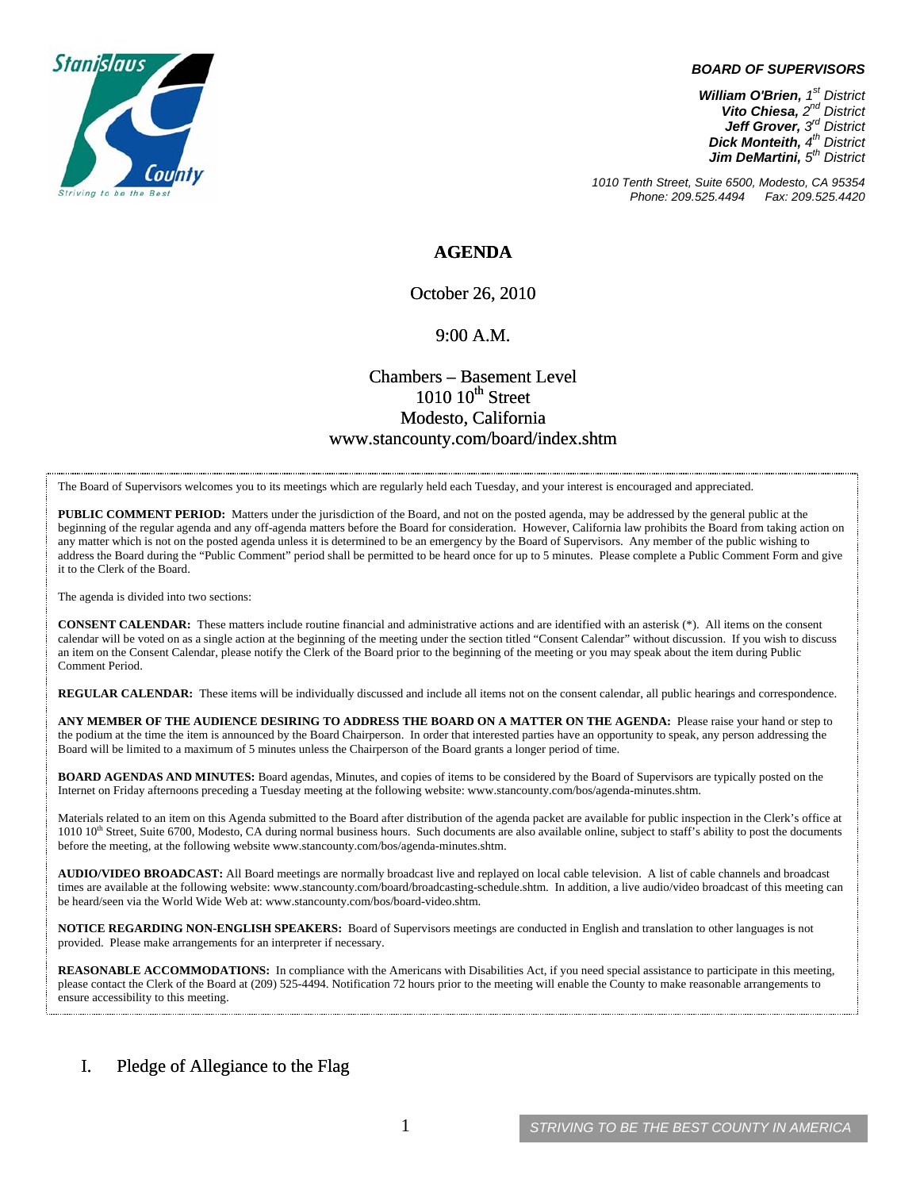**BOARD OF SUPERVISORS**

***William O'Brien,*** *1st District*
***Vito Chiesa,*** *2nd District*
***Jeff Grover,*** *3rd District*
***Dick Monteith,*** *4th District*
***Jim DeMartini,*** *5th District*

*1010 Tenth Street, Suite 6500, Modesto, CA 95354*
*Phone: 209.525.4494 Fax: 209.525.4420*

# AGENDA

October 26, 2010

9:00 A.M.

Chambers – Basement Level
1010 10th Street
Modesto, California
www.stancounty.com/board/index.shtm

The Board of Supervisors welcomes you to its meetings which are regularly held each Tuesday, and your interest is encouraged and appreciated.

**PUBLIC COMMENT PERIOD:** Matters under the jurisdiction of the Board, and not on the posted agenda, may be addressed by the general public at the beginning of the regular agenda and any off-agenda matters before the Board for consideration. However, California law prohibits the Board from taking action on any matter which is not on the posted agenda unless it is determined to be an emergency by the Board of Supervisors. Any member of the public wishing to address the Board during the "Public Comment" period shall be permitted to be heard once for up to 5 minutes. Please complete a Public Comment Form and give it to the Clerk of the Board.

The agenda is divided into two sections:

**CONSENT CALENDAR:** These matters include routine financial and administrative actions and are identified with an asterisk (*). All items on the consent calendar will be voted on as a single action at the beginning of the meeting under the section titled "Consent Calendar" without discussion. If you wish to discuss an item on the Consent Calendar, please notify the Clerk of the Board prior to the beginning of the meeting or you may speak about the item during Public Comment Period.

**REGULAR CALENDAR:** These items will be individually discussed and include all items not on the consent calendar, all public hearings and correspondence.

**ANY MEMBER OF THE AUDIENCE DESIRING TO ADDRESS THE BOARD ON A MATTER ON THE AGENDA:** Please raise your hand or step to the podium at the time the item is announced by the Board Chairperson. In order that interested parties have an opportunity to speak, any person addressing the Board will be limited to a maximum of 5 minutes unless the Chairperson of the Board grants a longer period of time.

**BOARD AGENDAS AND MINUTES:** Board agendas, Minutes, and copies of items to be considered by the Board of Supervisors are typically posted on the Internet on Friday afternoons preceding a Tuesday meeting at the following website: www.stancounty.com/bos/agenda-minutes.shtm.

Materials related to an item on this Agenda submitted to the Board after distribution of the agenda packet are available for public inspection in the Clerk's office at 1010 10th Street, Suite 6700, Modesto, CA during normal business hours. Such documents are also available online, subject to staff's ability to post the documents before the meeting, at the following website www.stancounty.com/bos/agenda-minutes.shtm.

**AUDIO/VIDEO BROADCAST:** All Board meetings are normally broadcast live and replayed on local cable television. A list of cable channels and broadcast times are available at the following website: www.stancounty.com/board/broadcasting-schedule.shtm. In addition, a live audio/video broadcast of this meeting can be heard/seen via the World Wide Web at: www.stancounty.com/bos/board-video.shtm.

**NOTICE REGARDING NON-ENGLISH SPEAKERS:** Board of Supervisors meetings are conducted in English and translation to other languages is not provided. Please make arrangements for an interpreter if necessary.

**REASONABLE ACCOMMODATIONS:** In compliance with the Americans with Disabilities Act, if you need special assistance to participate in this meeting, please contact the Clerk of the Board at (209) 525-4494. Notification 72 hours prior to the meeting will enable the County to make reasonable arrangements to ensure accessibility to this meeting.

## I. Pledge of Allegiance to the Flag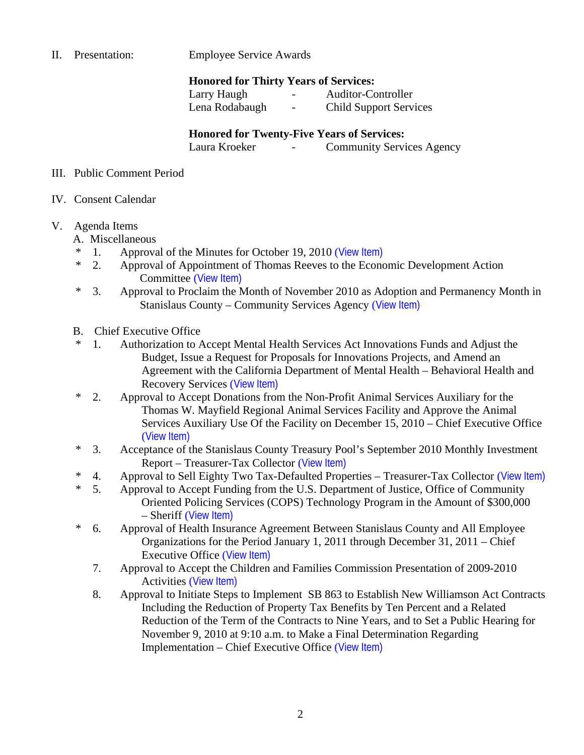II. Presentation: Employee Service Awards

**Honored for Thirty Years of Services:**

| | | |
|---|---|---|
| Larry Haugh | - | Auditor-Controller |
| Lena Rodabaugh | - | Child Support Services |

**Honored for Twenty-Five Years of Services:**

| | | |
|---|---|---|
| Laura Kroeker | - | Community Services Agency |

III. Public Comment Period

IV. Consent Calendar

V. Agenda Items

A. Miscellaneous

- \* 1. Approval of the Minutes for October 19, 2010 (View Item)
- \* 2. Approval of Appointment of Thomas Reeves to the Economic Development Action Committee (View Item)
- \* 3. Approval to Proclaim the Month of November 2010 as Adoption and Permanency Month in Stanislaus County – Community Services Agency (View Item)

B. Chief Executive Office

- \* 1. Authorization to Accept Mental Health Services Act Innovations Funds and Adjust the Budget, Issue a Request for Proposals for Innovations Projects, and Amend an Agreement with the California Department of Mental Health – Behavioral Health and Recovery Services (View Item)
- \* 2. Approval to Accept Donations from the Non-Profit Animal Services Auxiliary for the Thomas W. Mayfield Regional Animal Services Facility and Approve the Animal Services Auxiliary Use Of the Facility on December 15, 2010 – Chief Executive Office (View Item)
- \* 3. Acceptance of the Stanislaus County Treasury Pool's September 2010 Monthly Investment Report – Treasurer-Tax Collector (View Item)
- \* 4. Approval to Sell Eighty Two Tax-Defaulted Properties – Treasurer-Tax Collector (View Item)
- \* 5. Approval to Accept Funding from the U.S. Department of Justice, Office of Community Oriented Policing Services (COPS) Technology Program in the Amount of $300,000 – Sheriff (View Item)
- \* 6. Approval of Health Insurance Agreement Between Stanislaus County and All Employee Organizations for the Period January 1, 2011 through December 31, 2011 – Chief Executive Office (View Item)
- 7. Approval to Accept the Children and Families Commission Presentation of 2009-2010 Activities (View Item)
- 8. Approval to Initiate Steps to Implement SB 863 to Establish New Williamson Act Contracts Including the Reduction of Property Tax Benefits by Ten Percent and a Related Reduction of the Term of the Contracts to Nine Years, and to Set a Public Hearing for November 9, 2010 at 9:10 a.m. to Make a Final Determination Regarding Implementation – Chief Executive Office (View Item)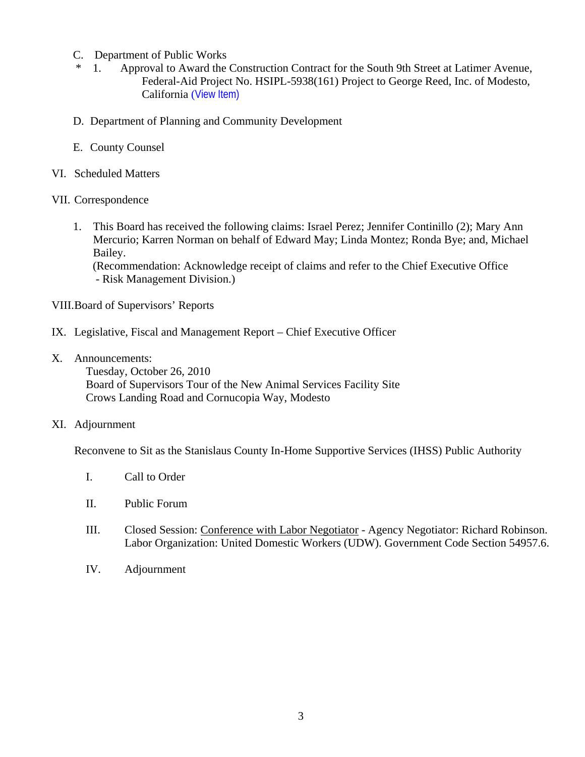C. Department of Public Works

\* 1. Approval to Award the Construction Contract for the South 9th Street at Latimer Avenue, Federal-Aid Project No. HSIPL-5938(161) Project to George Reed, Inc. of Modesto, California (View Item)

D. Department of Planning and Community Development

E. County Counsel

VI. Scheduled Matters

VII. Correspondence

1. This Board has received the following claims: Israel Perez; Jennifer Continillo (2); Mary Ann Mercurio; Karren Norman on behalf of Edward May; Linda Montez; Ronda Bye; and, Michael Bailey.
   (Recommendation: Acknowledge receipt of claims and refer to the Chief Executive Office - Risk Management Division.)

VIII. Board of Supervisors' Reports

IX. Legislative, Fiscal and Management Report – Chief Executive Officer

X. Announcements:
Tuesday, October 26, 2010
Board of Supervisors Tour of the New Animal Services Facility Site
Crows Landing Road and Cornucopia Way, Modesto

XI. Adjournment

Reconvene to Sit as the Stanislaus County In-Home Supportive Services (IHSS) Public Authority

I. Call to Order

II. Public Forum

III. Closed Session: Conference with Labor Negotiator - Agency Negotiator: Richard Robinson. Labor Organization: United Domestic Workers (UDW). Government Code Section 54957.6.

IV. Adjournment